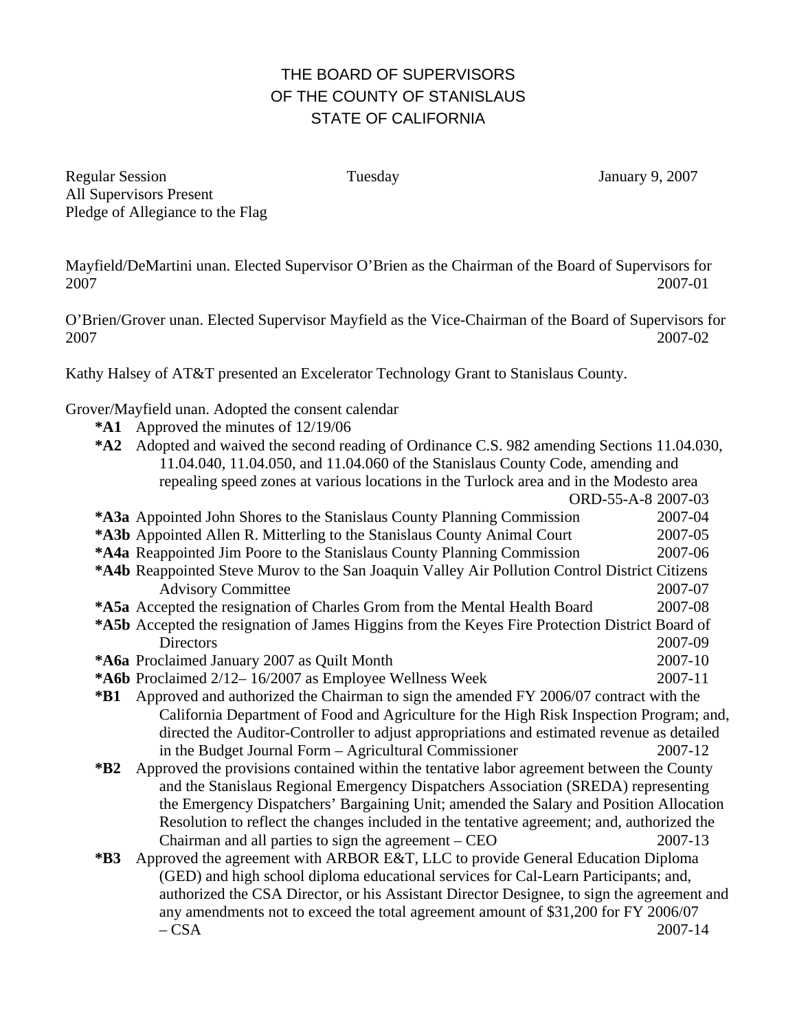# THE BOARD OF SUPERVISORS
# OF THE COUNTY OF STANISLAUS
# STATE OF CALIFORNIA

Regular Session Tuesday January 9, 2007

All Supervisors Present

Pledge of Allegiance to the Flag

Mayfield/DeMartini unan. Elected Supervisor O'Brien as the Chairman of the Board of Supervisors for 2007 2007-01

O'Brien/Grover unan. Elected Supervisor Mayfield as the Vice-Chairman of the Board of Supervisors for 2007 2007-02

Kathy Halsey of AT&T presented an Excelerator Technology Grant to Stanislaus County.

Grover/Mayfield unan. Adopted the consent calendar

- **\*A1** Approved the minutes of 12/19/06
- **\*A2** Adopted and waived the second reading of Ordinance C.S. 982 amending Sections 11.04.030, 11.04.040, 11.04.050, and 11.04.060 of the Stanislaus County Code, amending and repealing speed zones at various locations in the Turlock area and in the Modesto area ORD-55-A-8 2007-03
- **\*A3a** Appointed John Shores to the Stanislaus County Planning Commission 2007-04
- **\*A3b** Appointed Allen R. Mitterling to the Stanislaus County Animal Court 2007-05
- **\*A4a** Reappointed Jim Poore to the Stanislaus County Planning Commission 2007-06
- **\*A4b** Reappointed Steve Murov to the San Joaquin Valley Air Pollution Control District Citizens Advisory Committee 2007-07
- **\*A5a** Accepted the resignation of Charles Grom from the Mental Health Board 2007-08
- **\*A5b** Accepted the resignation of James Higgins from the Keyes Fire Protection District Board of Directors 2007-09
- **\*A6a** Proclaimed January 2007 as Quilt Month 2007-10
- **\*A6b** Proclaimed 2/12– 16/2007 as Employee Wellness Week 2007-11
- **\*B1** Approved and authorized the Chairman to sign the amended FY 2006/07 contract with the California Department of Food and Agriculture for the High Risk Inspection Program; and, directed the Auditor-Controller to adjust appropriations and estimated revenue as detailed in the Budget Journal Form – Agricultural Commissioner 2007-12
- **\*B2** Approved the provisions contained within the tentative labor agreement between the County and the Stanislaus Regional Emergency Dispatchers Association (SREDA) representing the Emergency Dispatchers' Bargaining Unit; amended the Salary and Position Allocation Resolution to reflect the changes included in the tentative agreement; and, authorized the Chairman and all parties to sign the agreement – CEO 2007-13
- **\*B3** Approved the agreement with ARBOR E&T, LLC to provide General Education Diploma (GED) and high school diploma educational services for Cal-Learn Participants; and, authorized the CSA Director, or his Assistant Director Designee, to sign the agreement and any amendments not to exceed the total agreement amount of $31,200 for FY 2006/07 – CSA 2007-14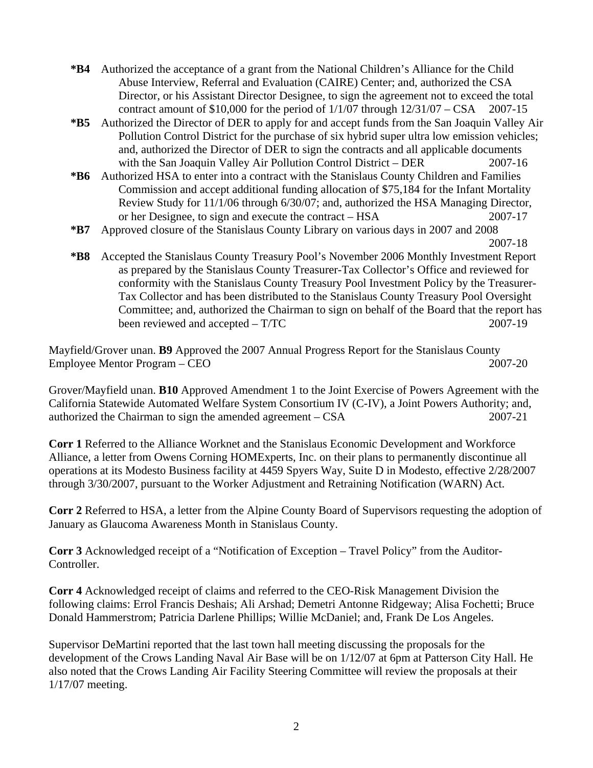**\*B4** Authorized the acceptance of a grant from the National Children's Alliance for the Child Abuse Interview, Referral and Evaluation (CAIRE) Center; and, authorized the CSA Director, or his Assistant Director Designee, to sign the agreement not to exceed the total contract amount of $10,000 for the period of 1/1/07 through 12/31/07 – CSA 2007-15

**\*B5** Authorized the Director of DER to apply for and accept funds from the San Joaquin Valley Air Pollution Control District for the purchase of six hybrid super ultra low emission vehicles; and, authorized the Director of DER to sign the contracts and all applicable documents with the San Joaquin Valley Air Pollution Control District – DER 2007-16

**\*B6** Authorized HSA to enter into a contract with the Stanislaus County Children and Families Commission and accept additional funding allocation of $75,184 for the Infant Mortality Review Study for 11/1/06 through 6/30/07; and, authorized the HSA Managing Director, or her Designee, to sign and execute the contract – HSA 2007-17

**\*B7** Approved closure of the Stanislaus County Library on various days in 2007 and 2008 2007-18

**\*B8** Accepted the Stanislaus County Treasury Pool's November 2006 Monthly Investment Report as prepared by the Stanislaus County Treasurer-Tax Collector's Office and reviewed for conformity with the Stanislaus County Treasury Pool Investment Policy by the Treasurer-Tax Collector and has been distributed to the Stanislaus County Treasury Pool Oversight Committee; and, authorized the Chairman to sign on behalf of the Board that the report has been reviewed and accepted – T/TC 2007-19

Mayfield/Grover unan. **B9** Approved the 2007 Annual Progress Report for the Stanislaus County Employee Mentor Program – CEO 2007-20

Grover/Mayfield unan. **B10** Approved Amendment 1 to the Joint Exercise of Powers Agreement with the California Statewide Automated Welfare System Consortium IV (C-IV), a Joint Powers Authority; and, authorized the Chairman to sign the amended agreement – CSA 2007-21

**Corr 1** Referred to the Alliance Worknet and the Stanislaus Economic Development and Workforce Alliance, a letter from Owens Corning HOMExperts, Inc. on their plans to permanently discontinue all operations at its Modesto Business facility at 4459 Spyers Way, Suite D in Modesto, effective 2/28/2007 through 3/30/2007, pursuant to the Worker Adjustment and Retraining Notification (WARN) Act.

**Corr 2** Referred to HSA, a letter from the Alpine County Board of Supervisors requesting the adoption of January as Glaucoma Awareness Month in Stanislaus County.

**Corr 3** Acknowledged receipt of a "Notification of Exception – Travel Policy" from the Auditor-Controller.

**Corr 4** Acknowledged receipt of claims and referred to the CEO-Risk Management Division the following claims: Errol Francis Deshais; Ali Arshad; Demetri Antonne Ridgeway; Alisa Fochetti; Bruce Donald Hammerstrom; Patricia Darlene Phillips; Willie McDaniel; and, Frank De Los Angeles.

Supervisor DeMartini reported that the last town hall meeting discussing the proposals for the development of the Crows Landing Naval Air Base will be on 1/12/07 at 6pm at Patterson City Hall. He also noted that the Crows Landing Air Facility Steering Committee will review the proposals at their 1/17/07 meeting.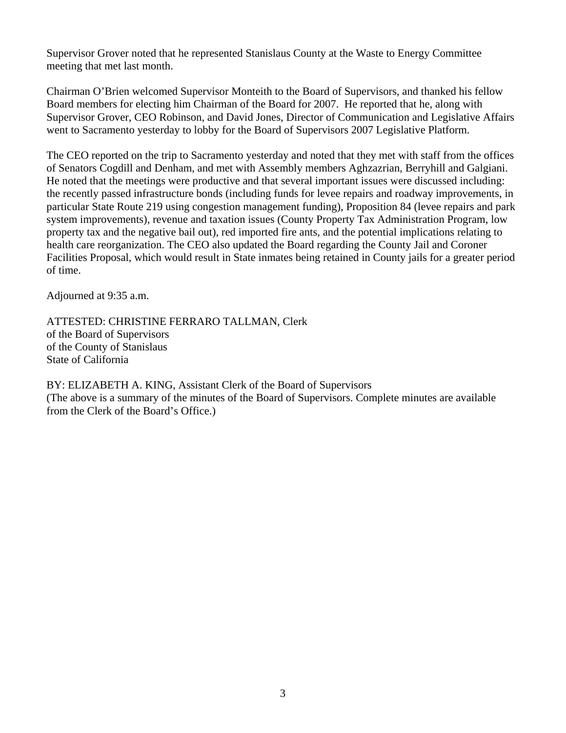Supervisor Grover noted that he represented Stanislaus County at the Waste to Energy Committee meeting that met last month.

Chairman O'Brien welcomed Supervisor Monteith to the Board of Supervisors, and thanked his fellow Board members for electing him Chairman of the Board for 2007. He reported that he, along with Supervisor Grover, CEO Robinson, and David Jones, Director of Communication and Legislative Affairs went to Sacramento yesterday to lobby for the Board of Supervisors 2007 Legislative Platform.

The CEO reported on the trip to Sacramento yesterday and noted that they met with staff from the offices of Senators Cogdill and Denham, and met with Assembly members Aghzazrian, Berryhill and Galgiani. He noted that the meetings were productive and that several important issues were discussed including: the recently passed infrastructure bonds (including funds for levee repairs and roadway improvements, in particular State Route 219 using congestion management funding), Proposition 84 (levee repairs and park system improvements), revenue and taxation issues (County Property Tax Administration Program, low property tax and the negative bail out), red imported fire ants, and the potential implications relating to health care reorganization. The CEO also updated the Board regarding the County Jail and Coroner Facilities Proposal, which would result in State inmates being retained in County jails for a greater period of time.

Adjourned at 9:35 a.m.

ATTESTED: CHRISTINE FERRARO TALLMAN, Clerk
of the Board of Supervisors
of the County of Stanislaus
State of California

BY: ELIZABETH A. KING, Assistant Clerk of the Board of Supervisors
(The above is a summary of the minutes of the Board of Supervisors. Complete minutes are available from the Clerk of the Board's Office.)